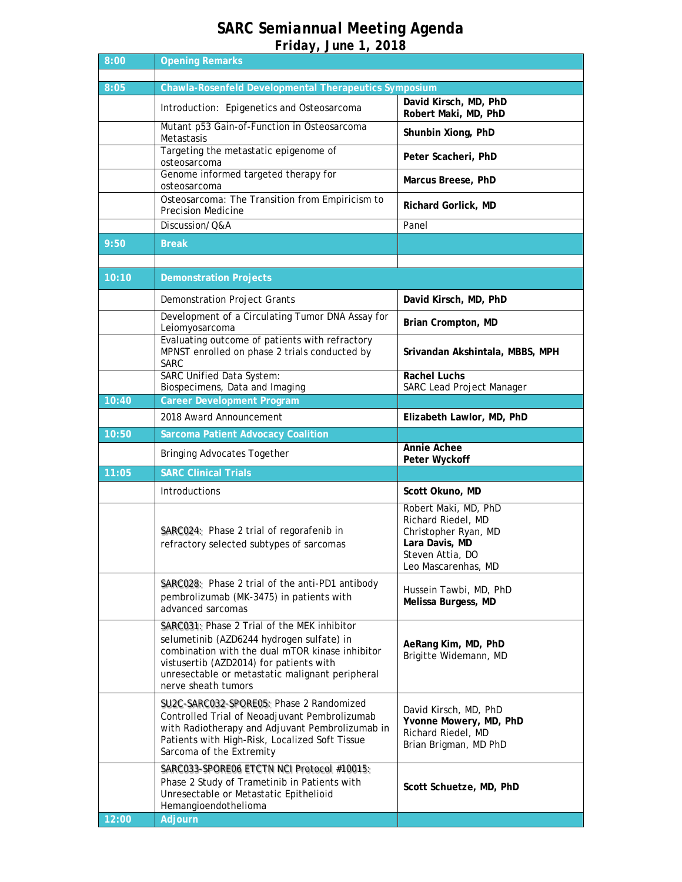# SARC Semiannual Meeting Agenda
## Friday, June 1, 2018

| Time | Session | Speaker |
|---|---|---|
| **8:00** | **Opening Remarks** | |
| | | |
| **8:05** | **Chawla-Rosenfeld Developmental Therapeutics Symposium** | |
| | Introduction: Epigenetics and Osteosarcoma | **David Kirsch, MD, PhD**<br>**Robert Maki, MD, PhD** |
| | Mutant p53 Gain-of-Function in Osteosarcoma Metastasis | **Shunbin Xiong, PhD** |
| | Targeting the metastatic epigenome of osteosarcoma | **Peter Scacheri, PhD** |
| | Genome informed targeted therapy for osteosarcoma | **Marcus Breese, PhD** |
| | Osteosarcoma: The Transition from Empiricism to Precision Medicine | **Richard Gorlick, MD** |
| | Discussion/Q&A | Panel |
| **9:50** | **Break** | |
| | | |
| **10:10** | **Demonstration Projects** | |
| | Demonstration Project Grants | **David Kirsch, MD, PhD** |
| | Development of a Circulating Tumor DNA Assay for Leiomyosarcoma | **Brian Crompton, MD** |
| | Evaluating outcome of patients with refractory MPNST enrolled on phase 2 trials conducted by SARC | **Srivandan Akshintala, MBBS, MPH** |
| | SARC Unified Data System: Biospecimens, Data and Imaging | **Rachel Luchs**<br>SARC Lead Project Manager |
| **10:40** | **Career Development Program** | |
| | 2018 Award Announcement | **Elizabeth Lawlor, MD, PhD** |
| **10:50** | **Sarcoma Patient Advocacy Coalition** | |
| | Bringing Advocates Together | **Annie Achee**<br>**Peter Wyckoff** |
| **11:05** | **SARC Clinical Trials** | |
| | Introductions | **Scott Okuno, MD** |
| | SARC024: Phase 2 trial of regorafenib in refractory selected subtypes of sarcomas | Robert Maki, MD, PhD<br>Richard Riedel, MD<br>Christopher Ryan, MD<br>**Lara Davis, MD**<br>Steven Attia, DO<br>Leo Mascarenhas, MD |
| | SARC028: Phase 2 trial of the anti-PD1 antibody pembrolizumab (MK-3475) in patients with advanced sarcomas | Hussein Tawbi, MD, PhD<br>**Melissa Burgess, MD** |
| | SARC031: Phase 2 Trial of the MEK inhibitor selumetinib (AZD6244 hydrogen sulfate) in combination with the dual mTOR kinase inhibitor vistusertib (AZD2014) for patients with unresectable or metastatic malignant peripheral nerve sheath tumors | **AeRang Kim, MD, PhD**<br>Brigitte Widemann, MD |
| | SU2C-SARC032-SPORE05: Phase 2 Randomized Controlled Trial of Neoadjuvant Pembrolizumab with Radiotherapy and Adjuvant Pembrolizumab in Patients with High-Risk, Localized Soft Tissue Sarcoma of the Extremity | David Kirsch, MD, PhD<br>**Yvonne Mowery, MD, PhD**<br>Richard Riedel, MD<br>Brian Brigman, MD PhD |
| | SARC033-SPORE06 ETCTN NCI Protocol #10015: Phase 2 Study of Trametinib in Patients with Unresectable or Metastatic Epithelioid Hemangioendothelioma | **Scott Schuetze, MD, PhD** |
| **12:00** | **Adjourn** | |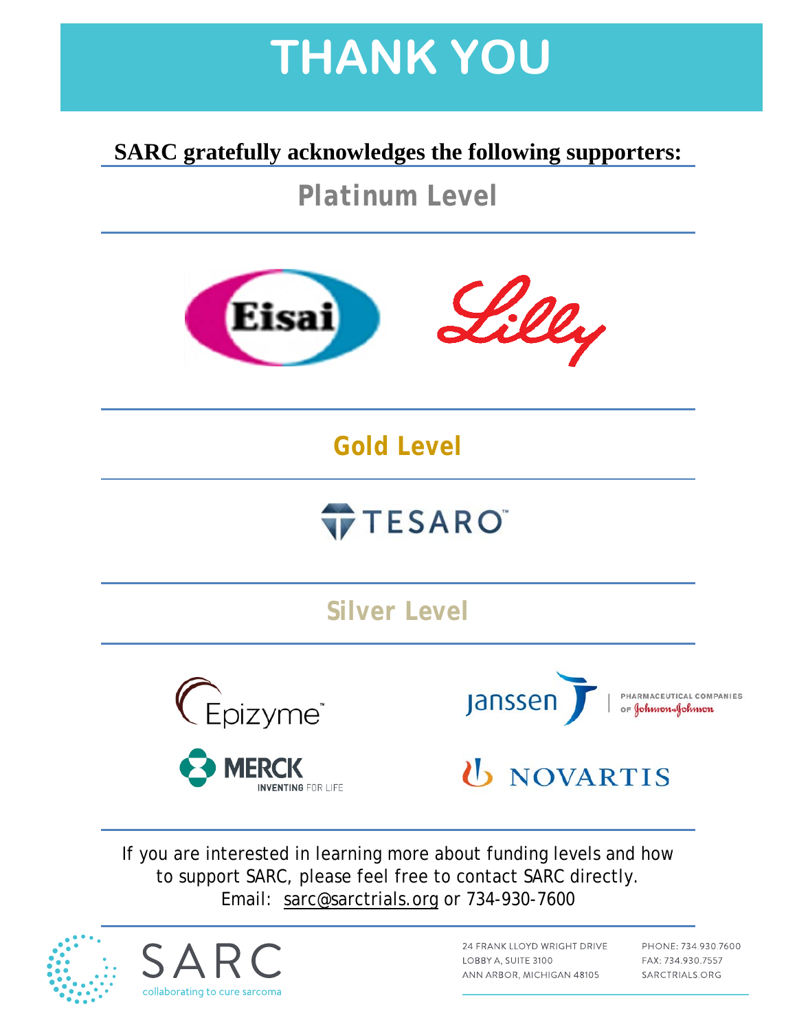# THANK YOU

**SARC gratefully acknowledges the following supporters:**

## Platinum Level

Eisai

Lilly

## Gold Level

TESARO

## Silver Level

Epizyme

Janssen PHARMACEUTICAL COMPANIES OF Johnson & Johnson

MERCK INVENTING FOR LIFE

NOVARTIS

If you are interested in learning more about funding levels and how to support SARC, please feel free to contact SARC directly.
Email: sarc@sarctrials.org or 734-930-7600

SARC
collaborating to cure sarcoma

24 FRANK LLOYD WRIGHT DRIVE
LOBBY A, SUITE 3100
ANN ARBOR, MICHIGAN 48105

PHONE: 734.930.7600
FAX: 734.930.7557
SARCTRIALS.ORG